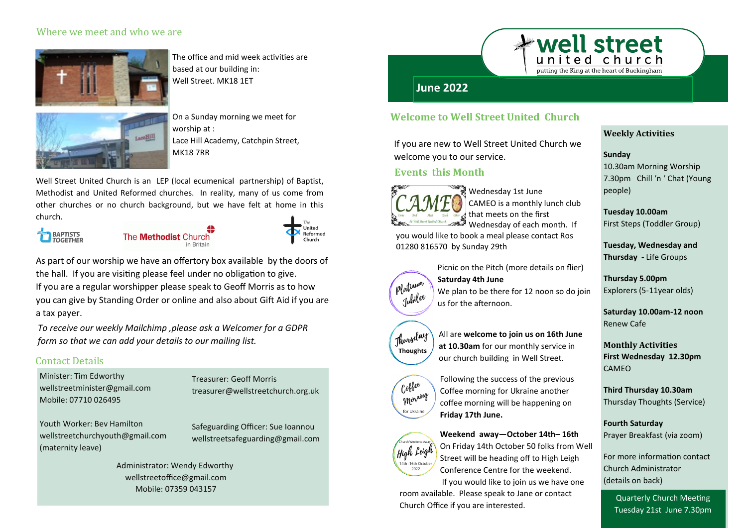## Where we meet and who we are

The office and mid week activities are based at our building in:
Well Street. MK18 1ET

On a Sunday morning we meet for worship at :
Lace Hill Academy, Catchpin Street, MK18 7RR

Well Street United Church is an LEP (local ecumenical partnership) of Baptist, Methodist and United Reformed churches. In reality, many of us come from other churches or no church background, but we have felt at home in this church.

BAPTISTS TOGETHER — The Methodist Church in Britain — The United Reformed Church

As part of our worship we have an offertory box available by the doors of the hall. If you are visiting please feel under no obligation to give.
If you are a regular worshipper please speak to Geoff Morris as to how you can give by Standing Order or online and also about Gift Aid if you are a tax payer.

*To receive our weekly Mailchimp ,please ask a Welcomer for a GDPR form so that we can add your details to our mailing list.*

## Contact Details

Minister: Tim Edworthy
wellstreetminister@gmail.com
Mobile: 07710 026495

Treasurer: Geoff Morris
treasurer@wellstreetchurch.org.uk

Youth Worker: Bev Hamilton
wellstreetchurchyouth@gmail.com
(maternity leave)

Safeguarding Officer: Sue Ioannou
wellstreetsafeguarding@gmail.com

Administrator: Wendy Edworthy
wellstreetoffice@gmail.com
Mobile: 07359 043157

# well street united church

putting the King at the heart of Buckingham

## June 2022

## Welcome to Well Street United Church

If you are new to Well Street United Church we welcome you to our service.

### Events this Month

**CAMEO** — Wednesday 1st June
CAMEO is a monthly lunch club that meets on the first Wednesday of each month. If you would like to book a meal please contact Ros 01280 816570 by Sunday 29th

**Platinum Jubilee** — Picnic on the Pitch (more details on flier)
**Saturday 4th June**
We plan to be there for 12 noon so do join us for the afternoon.

**Thursday Thoughts** — All are **welcome to join us on 16th June at 10.30am** for our monthly service in our church building in Well Street.

**Coffee Morning for Ukraine** — Following the success of the previous Coffee morning for Ukraine another coffee morning will be happening on **Friday 17th June.**

**Weekend away—October 14th– 16th**
On Friday 14th October 50 folks from Well Street will be heading off to High Leigh Conference Centre for the weekend.
If you would like to join us we have one room available. Please speak to Jane or contact Church Office if you are interested.

### Weekly Activities

**Sunday**
10.30am Morning Worship
7.30pm Chill 'n ' Chat (Young people)

**Tuesday 10.00am**
First Steps (Toddler Group)

**Tuesday, Wednesday and Thursday - Life Groups**

**Thursday 5.00pm**
Explorers (5-11year olds)

**Saturday 10.00am-12 noon**
Renew Cafe

### Monthly Activities

**First Wednesday 12.30pm**
CAMEO

**Third Thursday 10.30am**
Thursday Thoughts (Service)

**Fourth Saturday**
Prayer Breakfast (via zoom)

For more information contact Church Administrator (details on back)

Quarterly Church Meeting
Tuesday 21st June 7.30pm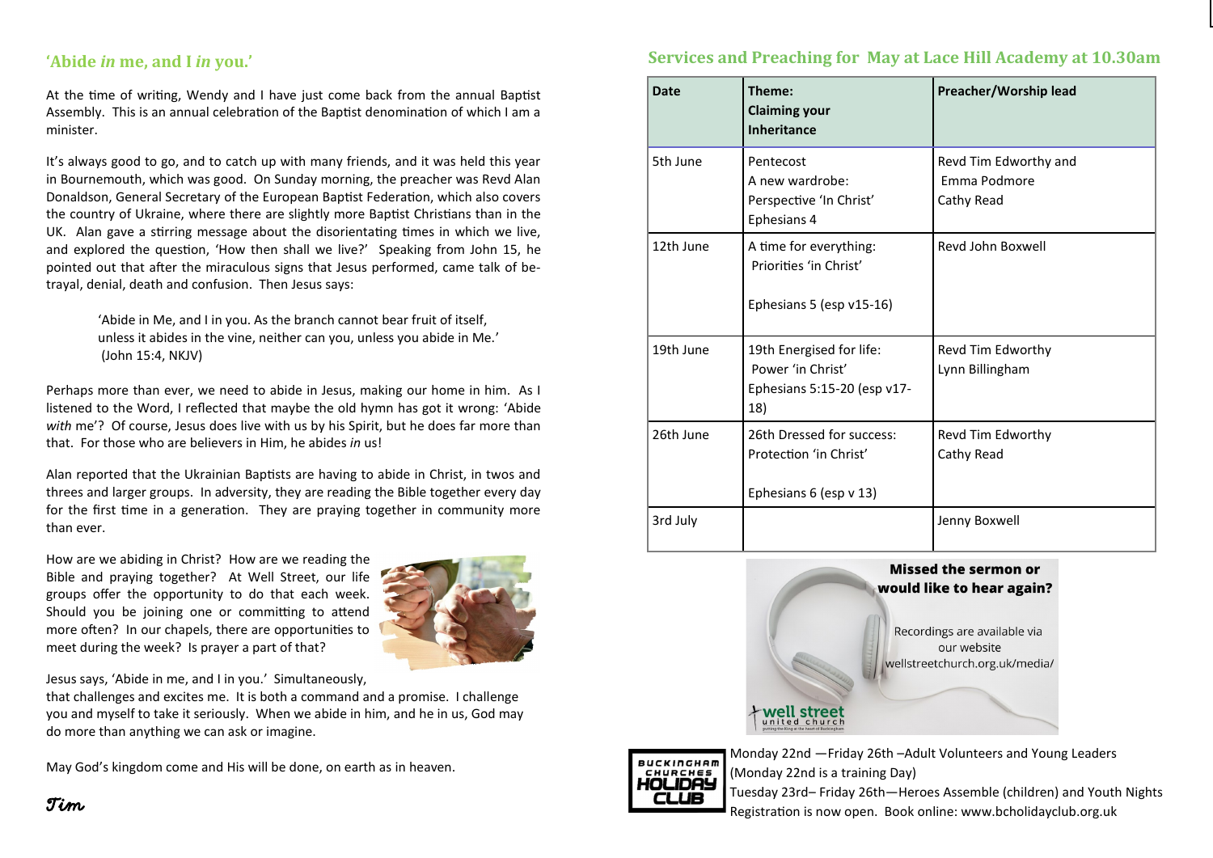## 'Abide *in* me, and I *in* you.'

At the time of writing, Wendy and I have just come back from the annual Baptist Assembly. This is an annual celebration of the Baptist denomination of which I am a minister.

It's always good to go, and to catch up with many friends, and it was held this year in Bournemouth, which was good. On Sunday morning, the preacher was Revd Alan Donaldson, General Secretary of the European Baptist Federation, which also covers the country of Ukraine, where there are slightly more Baptist Christians than in the UK. Alan gave a stirring message about the disorientating times in which we live, and explored the question, 'How then shall we live?' Speaking from John 15, he pointed out that after the miraculous signs that Jesus performed, came talk of betrayal, denial, death and confusion. Then Jesus says:

> 'Abide in Me, and I in you. As the branch cannot bear fruit of itself, unless it abides in the vine, neither can you, unless you abide in Me.' (John 15:4, NKJV)

Perhaps more than ever, we need to abide in Jesus, making our home in him. As I listened to the Word, I reflected that maybe the old hymn has got it wrong: 'Abide *with* me'? Of course, Jesus does live with us by his Spirit, but he does far more than that. For those who are believers in Him, he abides *in* us!

Alan reported that the Ukrainian Baptists are having to abide in Christ, in twos and threes and larger groups. In adversity, they are reading the Bible together every day for the first time in a generation. They are praying together in community more than ever.

How are we abiding in Christ? How are we reading the Bible and praying together? At Well Street, our life groups offer the opportunity to do that each week. Should you be joining one or committing to attend more often? In our chapels, there are opportunities to meet during the week? Is prayer a part of that?

Jesus says, 'Abide in me, and I in you.' Simultaneously, that challenges and excites me. It is both a command and a promise. I challenge you and myself to take it seriously. When we abide in him, and he in us, God may do more than anything we can ask or imagine.

May God's kingdom come and His will be done, on earth as in heaven.

*Tim*

## Services and Preaching for May at Lace Hill Academy at 10.30am

| Date | Theme: Claiming your Inheritance | Preacher/Worship lead |
|---|---|---|
| 5th June | Pentecost<br>A new wardrobe:<br>Perspective 'In Christ'<br>Ephesians 4 | Revd Tim Edworthy and Emma Podmore<br>Cathy Read |
| 12th June | A time for everything:<br>Priorities 'in Christ'<br><br>Ephesians 5 (esp v15-16) | Revd John Boxwell |
| 19th June | 19th Energised for life:<br>Power 'in Christ'<br>Ephesians 5:15-20 (esp v17-18) | Revd Tim Edworthy<br>Lynn Billingham |
| 26th June | 26th Dressed for success:<br>Protection 'in Christ'<br><br>Ephesians 6 (esp v 13) | Revd Tim Edworthy<br>Cathy Read |
| 3rd July | | Jenny Boxwell |

**Missed the sermon or would like to hear again?**

Recordings are available via our website wellstreetchurch.org.uk/media/

well street united church

BUCKINGHAM CHURCHES HOLIDAY CLUB

Monday 22nd —Friday 26th –Adult Volunteers and Young Leaders (Monday 22nd is a training Day)
Tuesday 23rd– Friday 26th—Heroes Assemble (children) and Youth Nights
Registration is now open. Book online: www.bcholidayclub.org.uk